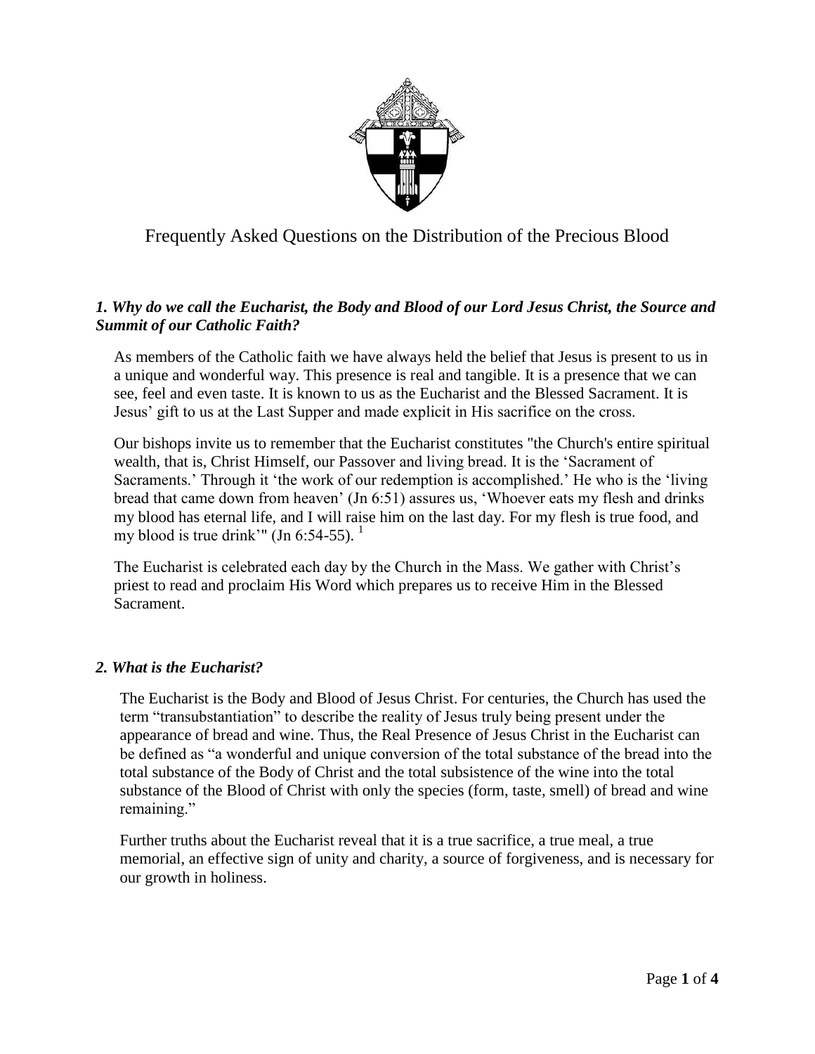# Frequently Asked Questions on the Distribution of the Precious Blood

### *1. Why do we call the Eucharist, the Body and Blood of our Lord Jesus Christ, the Source and Summit of our Catholic Faith?*

As members of the Catholic faith we have always held the belief that Jesus is present to us in a unique and wonderful way. This presence is real and tangible. It is a presence that we can see, feel and even taste. It is known to us as the Eucharist and the Blessed Sacrament. It is Jesus' gift to us at the Last Supper and made explicit in His sacrifice on the cross.

Our bishops invite us to remember that the Eucharist constitutes "the Church's entire spiritual wealth, that is, Christ Himself, our Passover and living bread. It is the 'Sacrament of Sacraments.' Through it 'the work of our redemption is accomplished.' He who is the 'living bread that came down from heaven' (Jn 6:51) assures us, 'Whoever eats my flesh and drinks my blood has eternal life, and I will raise him on the last day. For my flesh is true food, and my blood is true drink'" (Jn 6:54-55). [1]

The Eucharist is celebrated each day by the Church in the Mass. We gather with Christ's priest to read and proclaim His Word which prepares us to receive Him in the Blessed Sacrament.

### *2. What is the Eucharist?*

The Eucharist is the Body and Blood of Jesus Christ. For centuries, the Church has used the term "transubstantiation" to describe the reality of Jesus truly being present under the appearance of bread and wine. Thus, the Real Presence of Jesus Christ in the Eucharist can be defined as "a wonderful and unique conversion of the total substance of the bread into the total substance of the Body of Christ and the total subsistence of the wine into the total substance of the Blood of Christ with only the species (form, taste, smell) of bread and wine remaining."

Further truths about the Eucharist reveal that it is a true sacrifice, a true meal, a true memorial, an effective sign of unity and charity, a source of forgiveness, and is necessary for our growth in holiness.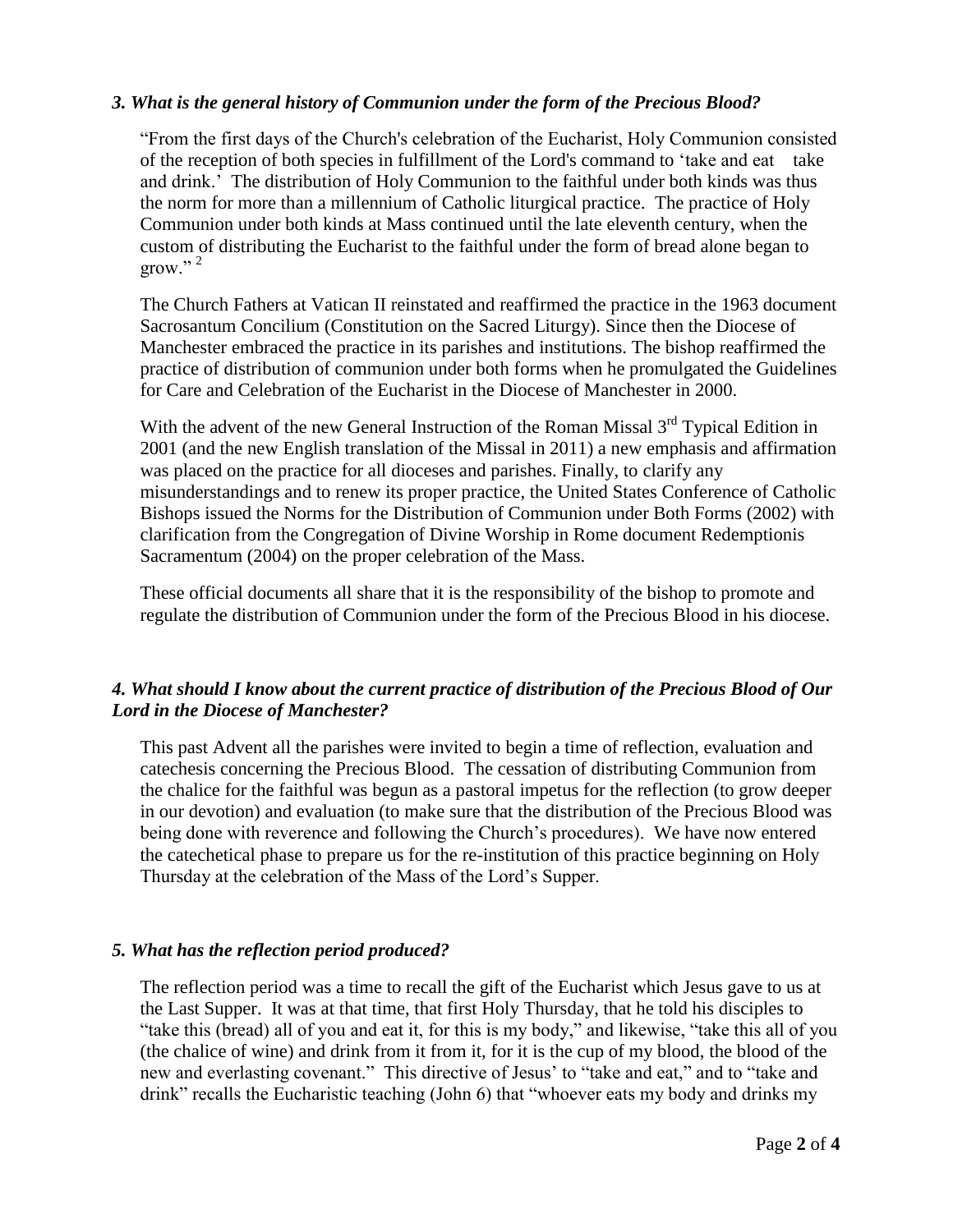### *3. What is the general history of Communion under the form of the Precious Blood?*

"From the first days of the Church's celebration of the Eucharist, Holy Communion consisted of the reception of both species in fulfillment of the Lord's command to 'take and eat take and drink.' The distribution of Holy Communion to the faithful under both kinds was thus the norm for more than a millennium of Catholic liturgical practice. The practice of Holy Communion under both kinds at Mass continued until the late eleventh century, when the custom of distributing the Eucharist to the faithful under the form of bread alone began to grow." [2]

The Church Fathers at Vatican II reinstated and reaffirmed the practice in the 1963 document Sacrosantum Concilium (Constitution on the Sacred Liturgy). Since then the Diocese of Manchester embraced the practice in its parishes and institutions. The bishop reaffirmed the practice of distribution of communion under both forms when he promulgated the Guidelines for Care and Celebration of the Eucharist in the Diocese of Manchester in 2000.

With the advent of the new General Instruction of the Roman Missal 3rd Typical Edition in 2001 (and the new English translation of the Missal in 2011) a new emphasis and affirmation was placed on the practice for all dioceses and parishes. Finally, to clarify any misunderstandings and to renew its proper practice, the United States Conference of Catholic Bishops issued the Norms for the Distribution of Communion under Both Forms (2002) with clarification from the Congregation of Divine Worship in Rome document Redemptionis Sacramentum (2004) on the proper celebration of the Mass.

These official documents all share that it is the responsibility of the bishop to promote and regulate the distribution of Communion under the form of the Precious Blood in his diocese.

### *4. What should I know about the current practice of distribution of the Precious Blood of Our Lord in the Diocese of Manchester?*

This past Advent all the parishes were invited to begin a time of reflection, evaluation and catechesis concerning the Precious Blood. The cessation of distributing Communion from the chalice for the faithful was begun as a pastoral impetus for the reflection (to grow deeper in our devotion) and evaluation (to make sure that the distribution of the Precious Blood was being done with reverence and following the Church's procedures). We have now entered the catechetical phase to prepare us for the re-institution of this practice beginning on Holy Thursday at the celebration of the Mass of the Lord's Supper.

### *5. What has the reflection period produced?*

The reflection period was a time to recall the gift of the Eucharist which Jesus gave to us at the Last Supper. It was at that time, that first Holy Thursday, that he told his disciples to "take this (bread) all of you and eat it, for this is my body," and likewise, "take this all of you (the chalice of wine) and drink from it from it, for it is the cup of my blood, the blood of the new and everlasting covenant." This directive of Jesus' to "take and eat," and to "take and drink" recalls the Eucharistic teaching (John 6) that "whoever eats my body and drinks my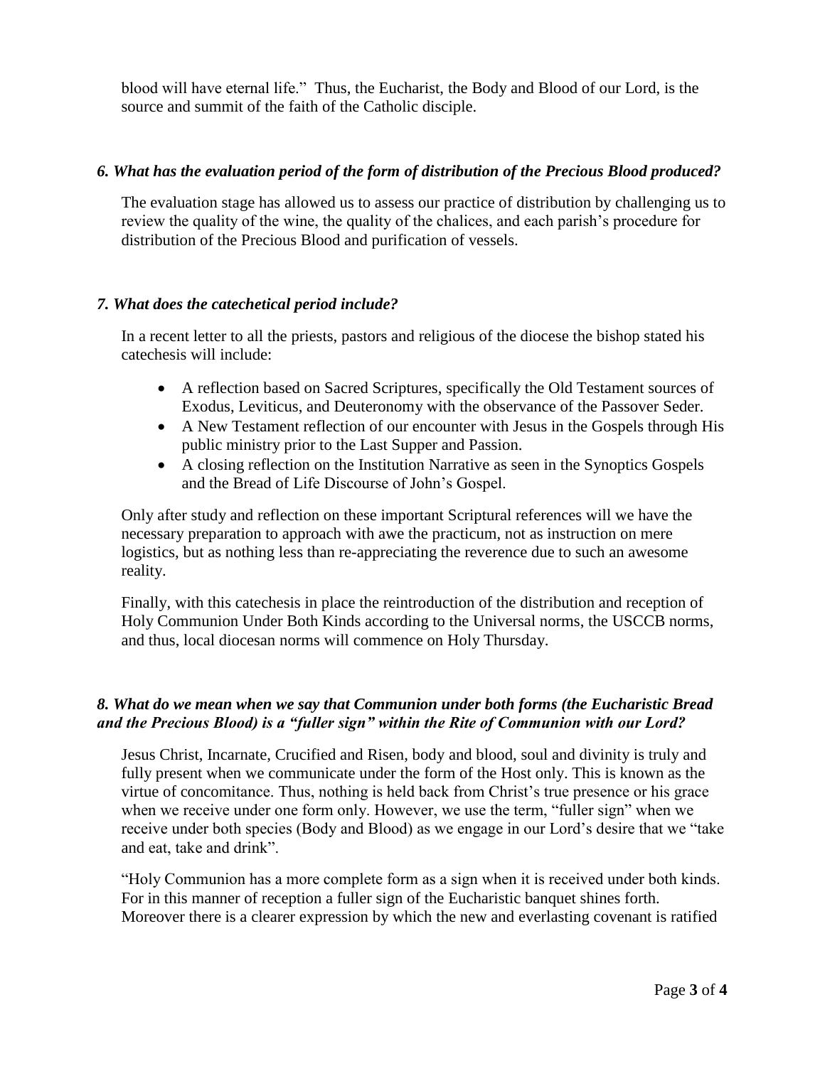blood will have eternal life." Thus, the Eucharist, the Body and Blood of our Lord, is the source and summit of the faith of the Catholic disciple.

### *6. What has the evaluation period of the form of distribution of the Precious Blood produced?*

The evaluation stage has allowed us to assess our practice of distribution by challenging us to review the quality of the wine, the quality of the chalices, and each parish's procedure for distribution of the Precious Blood and purification of vessels.

### *7. What does the catechetical period include?*

In a recent letter to all the priests, pastors and religious of the diocese the bishop stated his catechesis will include:

- A reflection based on Sacred Scriptures, specifically the Old Testament sources of Exodus, Leviticus, and Deuteronomy with the observance of the Passover Seder.
- A New Testament reflection of our encounter with Jesus in the Gospels through His public ministry prior to the Last Supper and Passion.
- A closing reflection on the Institution Narrative as seen in the Synoptics Gospels and the Bread of Life Discourse of John's Gospel.

Only after study and reflection on these important Scriptural references will we have the necessary preparation to approach with awe the practicum, not as instruction on mere logistics, but as nothing less than re-appreciating the reverence due to such an awesome reality.

Finally, with this catechesis in place the reintroduction of the distribution and reception of Holy Communion Under Both Kinds according to the Universal norms, the USCCB norms, and thus, local diocesan norms will commence on Holy Thursday.

### *8. What do we mean when we say that Communion under both forms (the Eucharistic Bread and the Precious Blood) is a "fuller sign" within the Rite of Communion with our Lord?*

Jesus Christ, Incarnate, Crucified and Risen, body and blood, soul and divinity is truly and fully present when we communicate under the form of the Host only. This is known as the virtue of concomitance. Thus, nothing is held back from Christ's true presence or his grace when we receive under one form only. However, we use the term, "fuller sign" when we receive under both species (Body and Blood) as we engage in our Lord's desire that we "take and eat, take and drink".

"Holy Communion has a more complete form as a sign when it is received under both kinds. For in this manner of reception a fuller sign of the Eucharistic banquet shines forth. Moreover there is a clearer expression by which the new and everlasting covenant is ratified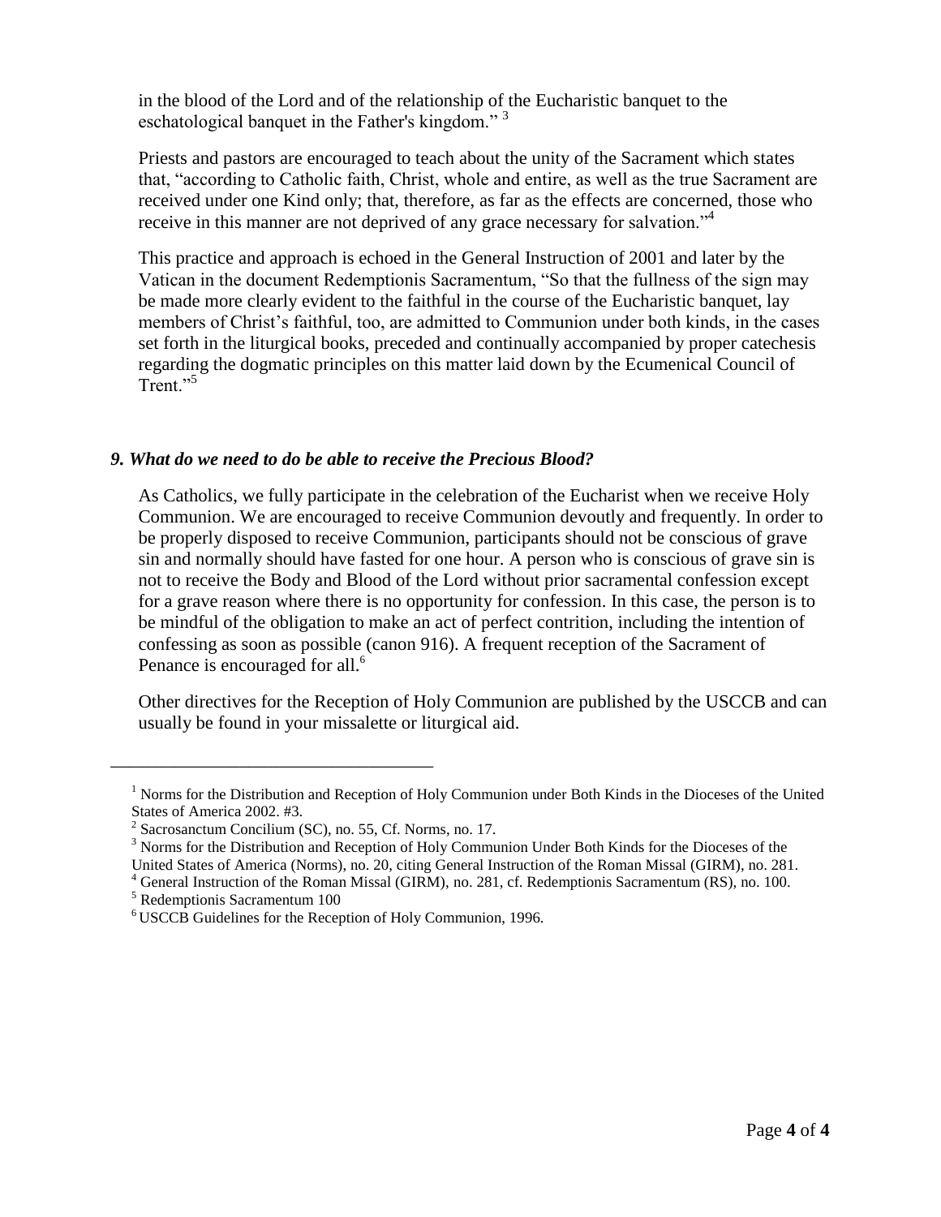in the blood of the Lord and of the relationship of the Eucharistic banquet to the eschatological banquet in the Father's kingdom." [3]

Priests and pastors are encouraged to teach about the unity of the Sacrament which states that, "according to Catholic faith, Christ, whole and entire, as well as the true Sacrament are received under one Kind only; that, therefore, as far as the effects are concerned, those who receive in this manner are not deprived of any grace necessary for salvation."[4]

This practice and approach is echoed in the General Instruction of 2001 and later by the Vatican in the document Redemptionis Sacramentum, "So that the fullness of the sign may be made more clearly evident to the faithful in the course of the Eucharistic banquet, lay members of Christ's faithful, too, are admitted to Communion under both kinds, in the cases set forth in the liturgical books, preceded and continually accompanied by proper catechesis regarding the dogmatic principles on this matter laid down by the Ecumenical Council of Trent."[5]

### *9. What do we need to do be able to receive the Precious Blood?*

As Catholics, we fully participate in the celebration of the Eucharist when we receive Holy Communion. We are encouraged to receive Communion devoutly and frequently. In order to be properly disposed to receive Communion, participants should not be conscious of grave sin and normally should have fasted for one hour. A person who is conscious of grave sin is not to receive the Body and Blood of the Lord without prior sacramental confession except for a grave reason where there is no opportunity for confession. In this case, the person is to be mindful of the obligation to make an act of perfect contrition, including the intention of confessing as soon as possible (canon 916). A frequent reception of the Sacrament of Penance is encouraged for all.[6]

Other directives for the Reception of Holy Communion are published by the USCCB and can usually be found in your missalette or liturgical aid.

---

[1] Norms for the Distribution and Reception of Holy Communion under Both Kinds in the Dioceses of the United States of America 2002. #3.

[2] Sacrosanctum Concilium (SC), no. 55, Cf. Norms, no. 17.

[3] Norms for the Distribution and Reception of Holy Communion Under Both Kinds for the Dioceses of the United States of America (Norms), no. 20, citing General Instruction of the Roman Missal (GIRM), no. 281.

[4] General Instruction of the Roman Missal (GIRM), no. 281, cf. Redemptionis Sacramentum (RS), no. 100.

[5] Redemptionis Sacramentum 100

[6] USCCB Guidelines for the Reception of Holy Communion, 1996.